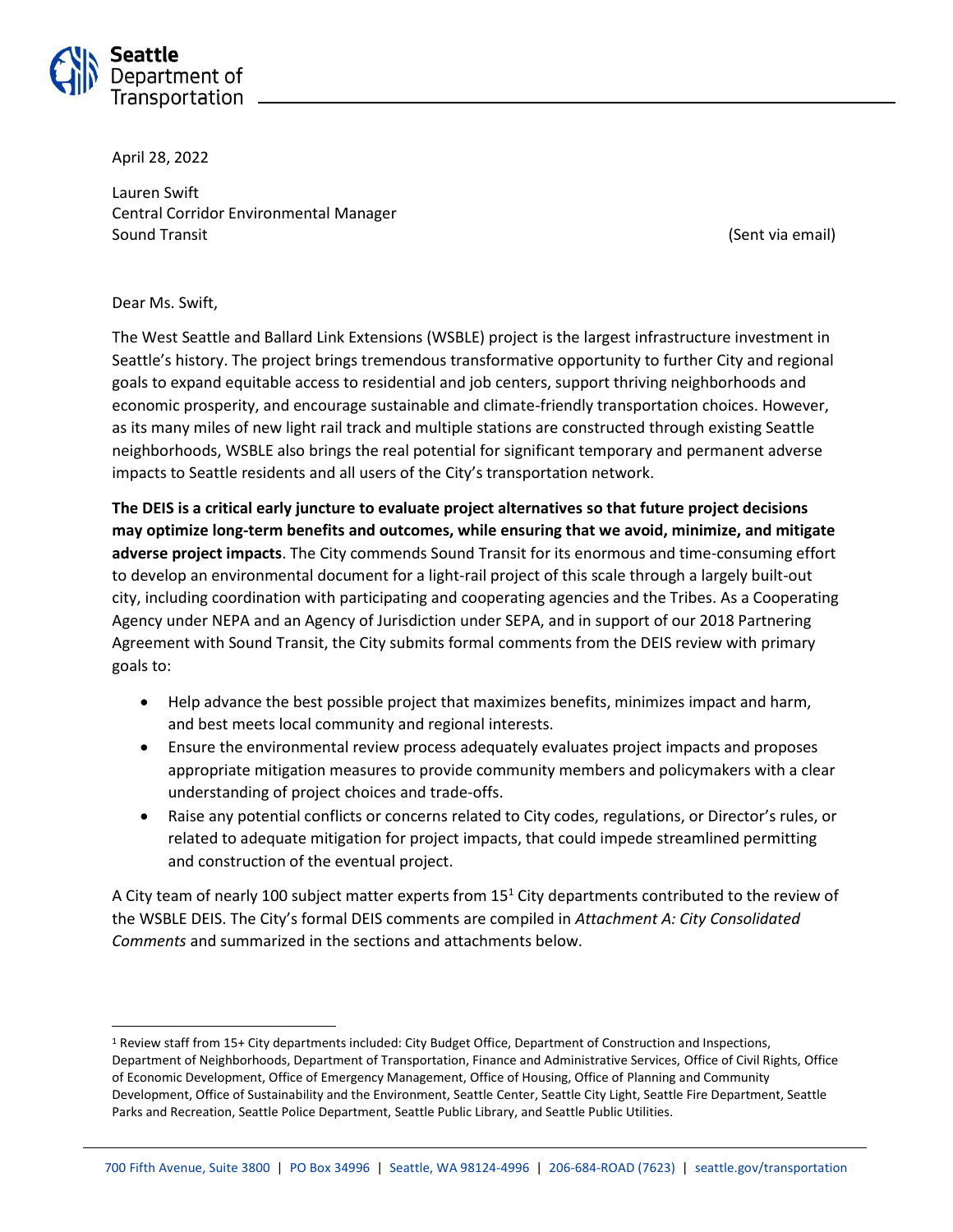Seattle Department of Transportation

April 28, 2022

Lauren Swift
Central Corridor Environmental Manager
Sound Transit

(Sent via email)

Dear Ms. Swift,

The West Seattle and Ballard Link Extensions (WSBLE) project is the largest infrastructure investment in Seattle's history. The project brings tremendous transformative opportunity to further City and regional goals to expand equitable access to residential and job centers, support thriving neighborhoods and economic prosperity, and encourage sustainable and climate-friendly transportation choices. However, as its many miles of new light rail track and multiple stations are constructed through existing Seattle neighborhoods, WSBLE also brings the real potential for significant temporary and permanent adverse impacts to Seattle residents and all users of the City's transportation network.

**The DEIS is a critical early juncture to evaluate project alternatives so that future project decisions may optimize long-term benefits and outcomes, while ensuring that we avoid, minimize, and mitigate adverse project impacts**. The City commends Sound Transit for its enormous and time-consuming effort to develop an environmental document for a light-rail project of this scale through a largely built-out city, including coordination with participating and cooperating agencies and the Tribes. As a Cooperating Agency under NEPA and an Agency of Jurisdiction under SEPA, and in support of our 2018 Partnering Agreement with Sound Transit, the City submits formal comments from the DEIS review with primary goals to:

- Help advance the best possible project that maximizes benefits, minimizes impact and harm, and best meets local community and regional interests.
- Ensure the environmental review process adequately evaluates project impacts and proposes appropriate mitigation measures to provide community members and policymakers with a clear understanding of project choices and trade-offs.
- Raise any potential conflicts or concerns related to City codes, regulations, or Director's rules, or related to adequate mitigation for project impacts, that could impede streamlined permitting and construction of the eventual project.

A City team of nearly 100 subject matter experts from 15[1] City departments contributed to the review of the WSBLE DEIS. The City's formal DEIS comments are compiled in *Attachment A: City Consolidated Comments* and summarized in the sections and attachments below.

---

[1] Review staff from 15+ City departments included: City Budget Office, Department of Construction and Inspections, Department of Neighborhoods, Department of Transportation, Finance and Administrative Services, Office of Civil Rights, Office of Economic Development, Office of Emergency Management, Office of Housing, Office of Planning and Community Development, Office of Sustainability and the Environment, Seattle Center, Seattle City Light, Seattle Fire Department, Seattle Parks and Recreation, Seattle Police Department, Seattle Public Library, and Seattle Public Utilities.

700 Fifth Avenue, Suite 3800 | PO Box 34996 | Seattle, WA 98124-4996 | 206-684-ROAD (7623) | seattle.gov/transportation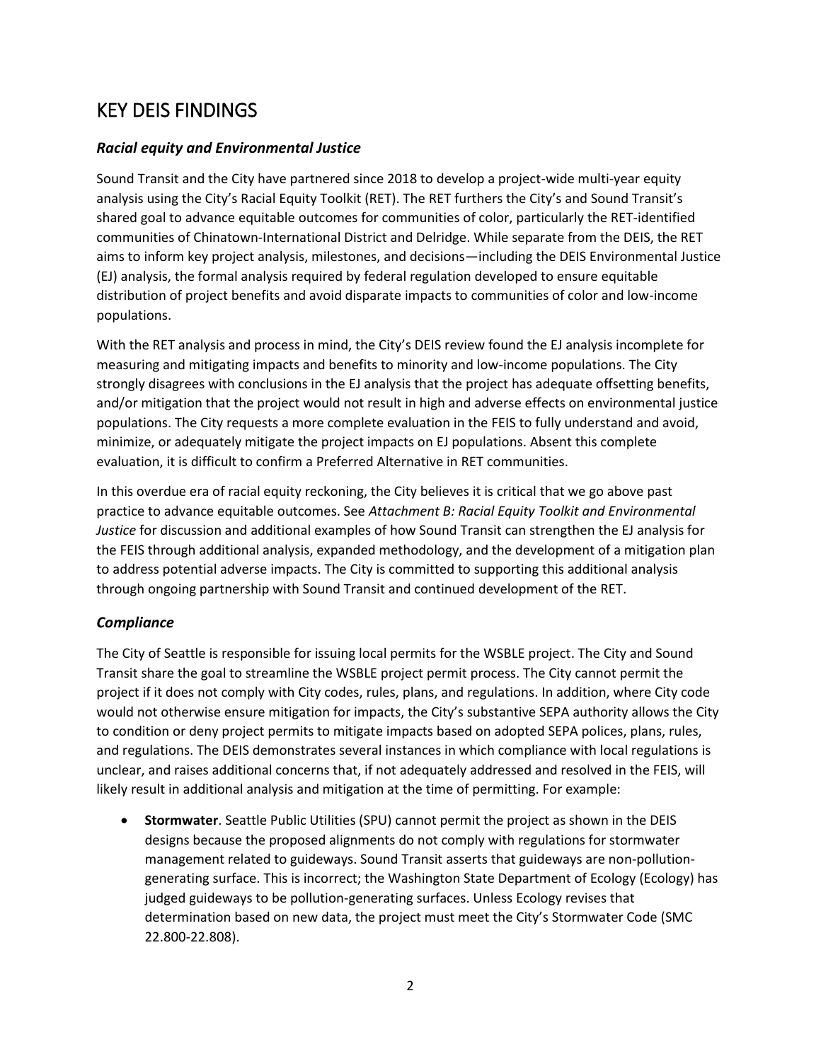# KEY DEIS FINDINGS

### *Racial equity and Environmental Justice*

Sound Transit and the City have partnered since 2018 to develop a project-wide multi-year equity analysis using the City's Racial Equity Toolkit (RET). The RET furthers the City's and Sound Transit's shared goal to advance equitable outcomes for communities of color, particularly the RET-identified communities of Chinatown-International District and Delridge. While separate from the DEIS, the RET aims to inform key project analysis, milestones, and decisions—including the DEIS Environmental Justice (EJ) analysis, the formal analysis required by federal regulation developed to ensure equitable distribution of project benefits and avoid disparate impacts to communities of color and low-income populations.

With the RET analysis and process in mind, the City's DEIS review found the EJ analysis incomplete for measuring and mitigating impacts and benefits to minority and low-income populations. The City strongly disagrees with conclusions in the EJ analysis that the project has adequate offsetting benefits, and/or mitigation that the project would not result in high and adverse effects on environmental justice populations. The City requests a more complete evaluation in the FEIS to fully understand and avoid, minimize, or adequately mitigate the project impacts on EJ populations. Absent this complete evaluation, it is difficult to confirm a Preferred Alternative in RET communities.

In this overdue era of racial equity reckoning, the City believes it is critical that we go above past practice to advance equitable outcomes. See *Attachment B: Racial Equity Toolkit and Environmental Justice* for discussion and additional examples of how Sound Transit can strengthen the EJ analysis for the FEIS through additional analysis, expanded methodology, and the development of a mitigation plan to address potential adverse impacts. The City is committed to supporting this additional analysis through ongoing partnership with Sound Transit and continued development of the RET.

### *Compliance*

The City of Seattle is responsible for issuing local permits for the WSBLE project. The City and Sound Transit share the goal to streamline the WSBLE project permit process. The City cannot permit the project if it does not comply with City codes, rules, plans, and regulations. In addition, where City code would not otherwise ensure mitigation for impacts, the City's substantive SEPA authority allows the City to condition or deny project permits to mitigate impacts based on adopted SEPA polices, plans, rules, and regulations. The DEIS demonstrates several instances in which compliance with local regulations is unclear, and raises additional concerns that, if not adequately addressed and resolved in the FEIS, will likely result in additional analysis and mitigation at the time of permitting. For example:

- **Stormwater**. Seattle Public Utilities (SPU) cannot permit the project as shown in the DEIS designs because the proposed alignments do not comply with regulations for stormwater management related to guideways. Sound Transit asserts that guideways are non-pollution-generating surface. This is incorrect; the Washington State Department of Ecology (Ecology) has judged guideways to be pollution-generating surfaces. Unless Ecology revises that determination based on new data, the project must meet the City's Stormwater Code (SMC 22.800-22.808).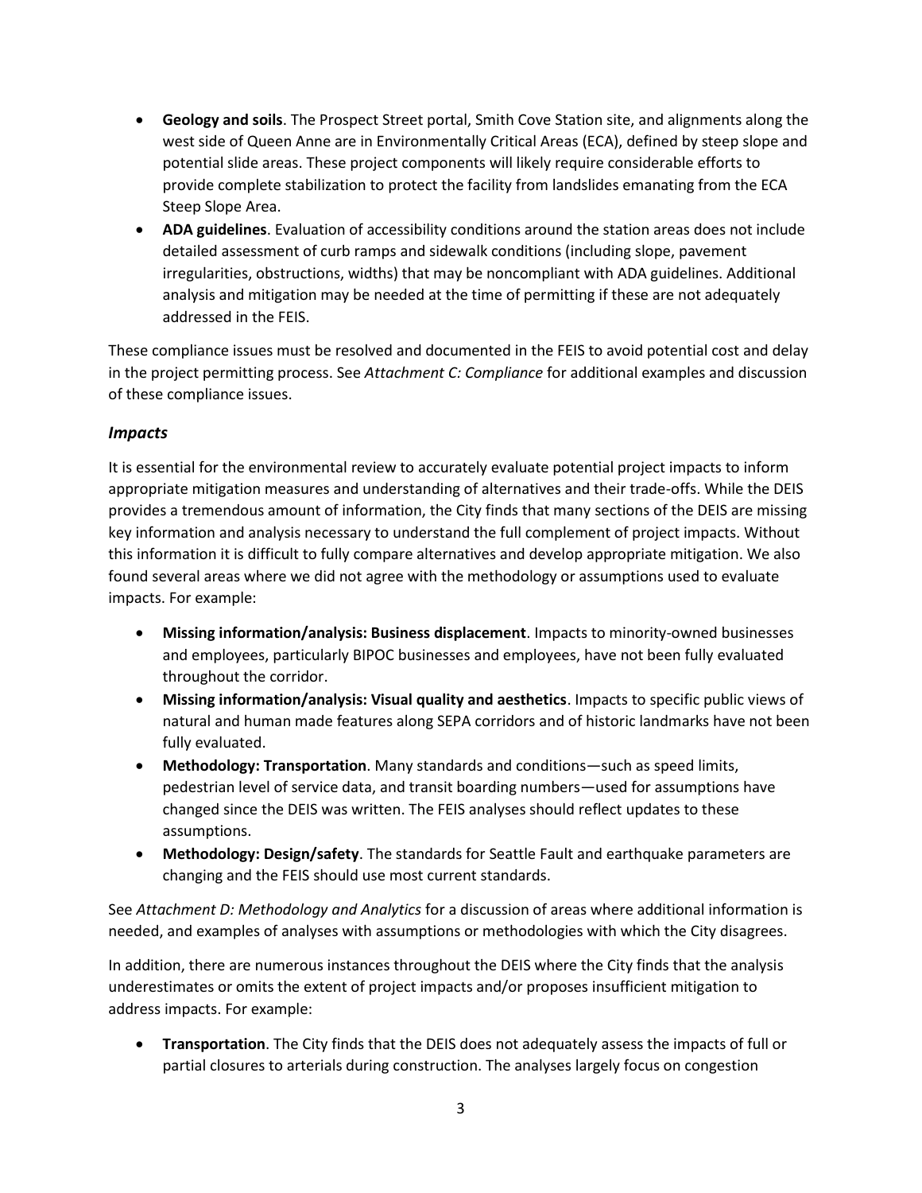- **Geology and soils**. The Prospect Street portal, Smith Cove Station site, and alignments along the west side of Queen Anne are in Environmentally Critical Areas (ECA), defined by steep slope and potential slide areas. These project components will likely require considerable efforts to provide complete stabilization to protect the facility from landslides emanating from the ECA Steep Slope Area.
- **ADA guidelines**. Evaluation of accessibility conditions around the station areas does not include detailed assessment of curb ramps and sidewalk conditions (including slope, pavement irregularities, obstructions, widths) that may be noncompliant with ADA guidelines. Additional analysis and mitigation may be needed at the time of permitting if these are not adequately addressed in the FEIS.

These compliance issues must be resolved and documented in the FEIS to avoid potential cost and delay in the project permitting process. See *Attachment C: Compliance* for additional examples and discussion of these compliance issues.

### *Impacts*

It is essential for the environmental review to accurately evaluate potential project impacts to inform appropriate mitigation measures and understanding of alternatives and their trade-offs. While the DEIS provides a tremendous amount of information, the City finds that many sections of the DEIS are missing key information and analysis necessary to understand the full complement of project impacts. Without this information it is difficult to fully compare alternatives and develop appropriate mitigation. We also found several areas where we did not agree with the methodology or assumptions used to evaluate impacts. For example:

- **Missing information/analysis: Business displacement**. Impacts to minority-owned businesses and employees, particularly BIPOC businesses and employees, have not been fully evaluated throughout the corridor.
- **Missing information/analysis: Visual quality and aesthetics**. Impacts to specific public views of natural and human made features along SEPA corridors and of historic landmarks have not been fully evaluated.
- **Methodology: Transportation**. Many standards and conditions—such as speed limits, pedestrian level of service data, and transit boarding numbers—used for assumptions have changed since the DEIS was written. The FEIS analyses should reflect updates to these assumptions.
- **Methodology: Design/safety**. The standards for Seattle Fault and earthquake parameters are changing and the FEIS should use most current standards.

See *Attachment D: Methodology and Analytics* for a discussion of areas where additional information is needed, and examples of analyses with assumptions or methodologies with which the City disagrees.

In addition, there are numerous instances throughout the DEIS where the City finds that the analysis underestimates or omits the extent of project impacts and/or proposes insufficient mitigation to address impacts. For example:

- **Transportation**. The City finds that the DEIS does not adequately assess the impacts of full or partial closures to arterials during construction. The analyses largely focus on congestion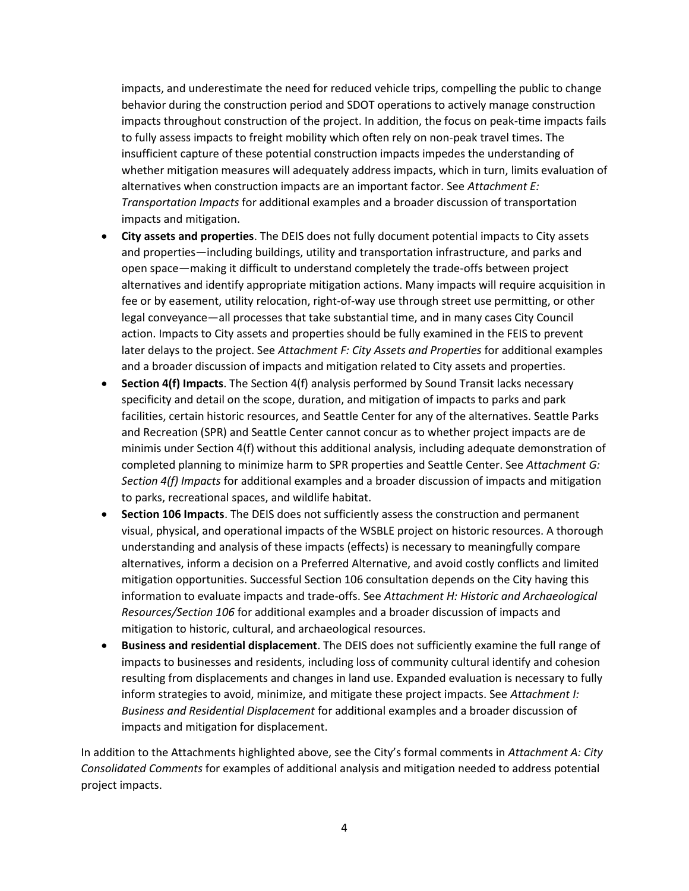impacts, and underestimate the need for reduced vehicle trips, compelling the public to change behavior during the construction period and SDOT operations to actively manage construction impacts throughout construction of the project. In addition, the focus on peak-time impacts fails to fully assess impacts to freight mobility which often rely on non-peak travel times. The insufficient capture of these potential construction impacts impedes the understanding of whether mitigation measures will adequately address impacts, which in turn, limits evaluation of alternatives when construction impacts are an important factor. See *Attachment E: Transportation Impacts* for additional examples and a broader discussion of transportation impacts and mitigation.

- **City assets and properties**. The DEIS does not fully document potential impacts to City assets and properties—including buildings, utility and transportation infrastructure, and parks and open space—making it difficult to understand completely the trade-offs between project alternatives and identify appropriate mitigation actions. Many impacts will require acquisition in fee or by easement, utility relocation, right-of-way use through street use permitting, or other legal conveyance—all processes that take substantial time, and in many cases City Council action. Impacts to City assets and properties should be fully examined in the FEIS to prevent later delays to the project. See *Attachment F: City Assets and Properties* for additional examples and a broader discussion of impacts and mitigation related to City assets and properties.
- **Section 4(f) Impacts**. The Section 4(f) analysis performed by Sound Transit lacks necessary specificity and detail on the scope, duration, and mitigation of impacts to parks and park facilities, certain historic resources, and Seattle Center for any of the alternatives. Seattle Parks and Recreation (SPR) and Seattle Center cannot concur as to whether project impacts are de minimis under Section 4(f) without this additional analysis, including adequate demonstration of completed planning to minimize harm to SPR properties and Seattle Center. See *Attachment G: Section 4(f) Impacts* for additional examples and a broader discussion of impacts and mitigation to parks, recreational spaces, and wildlife habitat.
- **Section 106 Impacts**. The DEIS does not sufficiently assess the construction and permanent visual, physical, and operational impacts of the WSBLE project on historic resources. A thorough understanding and analysis of these impacts (effects) is necessary to meaningfully compare alternatives, inform a decision on a Preferred Alternative, and avoid costly conflicts and limited mitigation opportunities. Successful Section 106 consultation depends on the City having this information to evaluate impacts and trade-offs. See *Attachment H: Historic and Archaeological Resources/Section 106* for additional examples and a broader discussion of impacts and mitigation to historic, cultural, and archaeological resources.
- **Business and residential displacement**. The DEIS does not sufficiently examine the full range of impacts to businesses and residents, including loss of community cultural identify and cohesion resulting from displacements and changes in land use. Expanded evaluation is necessary to fully inform strategies to avoid, minimize, and mitigate these project impacts. See *Attachment I: Business and Residential Displacement* for additional examples and a broader discussion of impacts and mitigation for displacement.

In addition to the Attachments highlighted above, see the City's formal comments in *Attachment A: City Consolidated Comments* for examples of additional analysis and mitigation needed to address potential project impacts.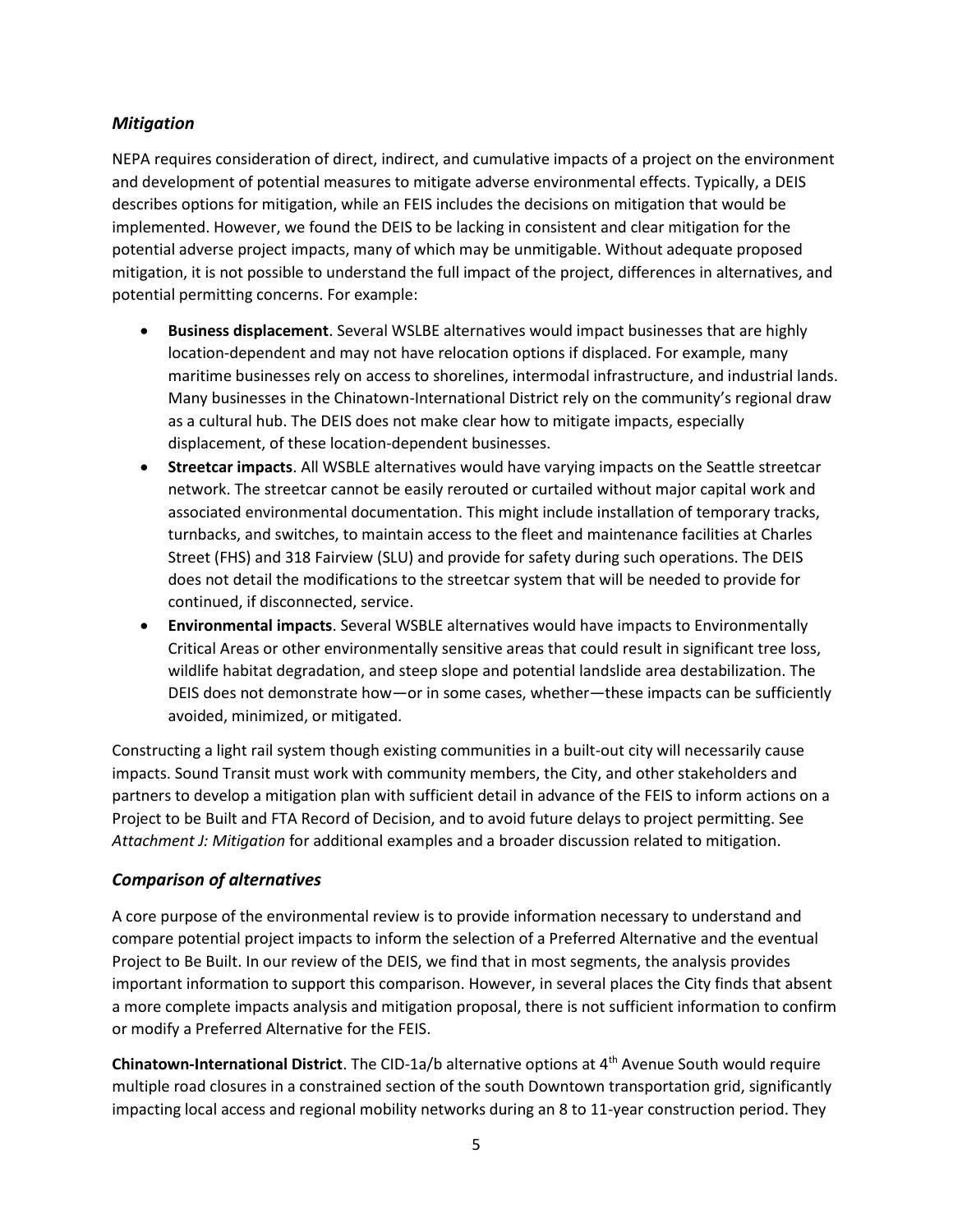### *Mitigation*

NEPA requires consideration of direct, indirect, and cumulative impacts of a project on the environment and development of potential measures to mitigate adverse environmental effects. Typically, a DEIS describes options for mitigation, while an FEIS includes the decisions on mitigation that would be implemented. However, we found the DEIS to be lacking in consistent and clear mitigation for the potential adverse project impacts, many of which may be unmitigable. Without adequate proposed mitigation, it is not possible to understand the full impact of the project, differences in alternatives, and potential permitting concerns. For example:

- **Business displacement**. Several WSLBE alternatives would impact businesses that are highly location-dependent and may not have relocation options if displaced. For example, many maritime businesses rely on access to shorelines, intermodal infrastructure, and industrial lands. Many businesses in the Chinatown-International District rely on the community's regional draw as a cultural hub. The DEIS does not make clear how to mitigate impacts, especially displacement, of these location-dependent businesses.
- **Streetcar impacts**. All WSBLE alternatives would have varying impacts on the Seattle streetcar network. The streetcar cannot be easily rerouted or curtailed without major capital work and associated environmental documentation. This might include installation of temporary tracks, turnbacks, and switches, to maintain access to the fleet and maintenance facilities at Charles Street (FHS) and 318 Fairview (SLU) and provide for safety during such operations. The DEIS does not detail the modifications to the streetcar system that will be needed to provide for continued, if disconnected, service.
- **Environmental impacts**. Several WSBLE alternatives would have impacts to Environmentally Critical Areas or other environmentally sensitive areas that could result in significant tree loss, wildlife habitat degradation, and steep slope and potential landslide area destabilization. The DEIS does not demonstrate how—or in some cases, whether—these impacts can be sufficiently avoided, minimized, or mitigated.

Constructing a light rail system though existing communities in a built-out city will necessarily cause impacts. Sound Transit must work with community members, the City, and other stakeholders and partners to develop a mitigation plan with sufficient detail in advance of the FEIS to inform actions on a Project to be Built and FTA Record of Decision, and to avoid future delays to project permitting. See *Attachment J: Mitigation* for additional examples and a broader discussion related to mitigation.

### *Comparison of alternatives*

A core purpose of the environmental review is to provide information necessary to understand and compare potential project impacts to inform the selection of a Preferred Alternative and the eventual Project to Be Built. In our review of the DEIS, we find that in most segments, the analysis provides important information to support this comparison. However, in several places the City finds that absent a more complete impacts analysis and mitigation proposal, there is not sufficient information to confirm or modify a Preferred Alternative for the FEIS.

**Chinatown-International District**. The CID-1a/b alternative options at 4th Avenue South would require multiple road closures in a constrained section of the south Downtown transportation grid, significantly impacting local access and regional mobility networks during an 8 to 11-year construction period. They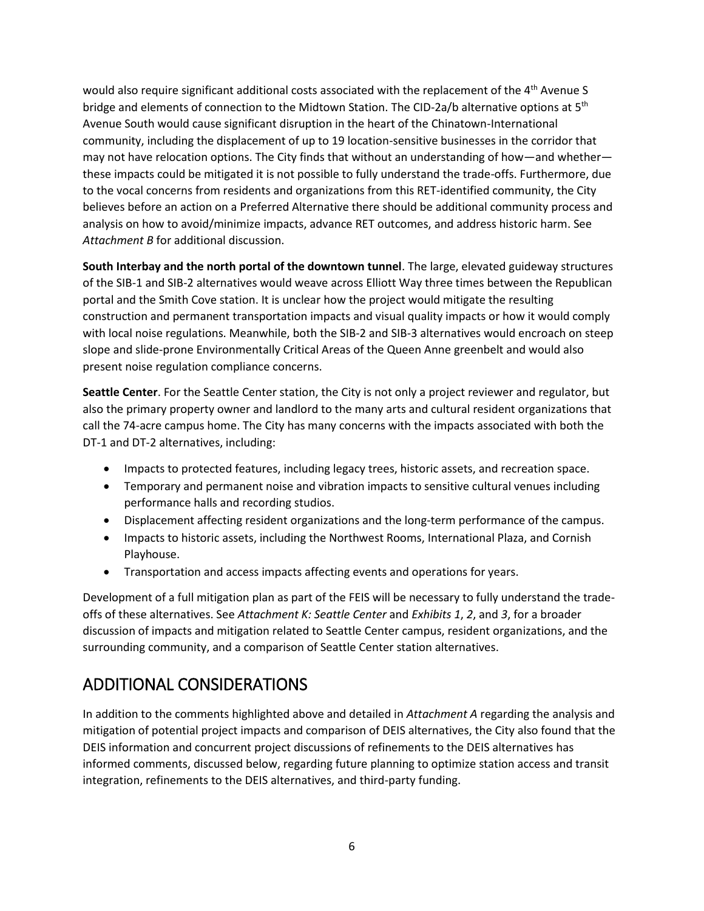would also require significant additional costs associated with the replacement of the 4th Avenue S bridge and elements of connection to the Midtown Station. The CID-2a/b alternative options at 5th Avenue South would cause significant disruption in the heart of the Chinatown-International community, including the displacement of up to 19 location-sensitive businesses in the corridor that may not have relocation options. The City finds that without an understanding of how—and whether—these impacts could be mitigated it is not possible to fully understand the trade-offs. Furthermore, due to the vocal concerns from residents and organizations from this RET-identified community, the City believes before an action on a Preferred Alternative there should be additional community process and analysis on how to avoid/minimize impacts, advance RET outcomes, and address historic harm. See *Attachment B* for additional discussion.

**South Interbay and the north portal of the downtown tunnel**. The large, elevated guideway structures of the SIB-1 and SIB-2 alternatives would weave across Elliott Way three times between the Republican portal and the Smith Cove station. It is unclear how the project would mitigate the resulting construction and permanent transportation impacts and visual quality impacts or how it would comply with local noise regulations. Meanwhile, both the SIB-2 and SIB-3 alternatives would encroach on steep slope and slide-prone Environmentally Critical Areas of the Queen Anne greenbelt and would also present noise regulation compliance concerns.

**Seattle Center**. For the Seattle Center station, the City is not only a project reviewer and regulator, but also the primary property owner and landlord to the many arts and cultural resident organizations that call the 74-acre campus home. The City has many concerns with the impacts associated with both the DT-1 and DT-2 alternatives, including:

- Impacts to protected features, including legacy trees, historic assets, and recreation space.
- Temporary and permanent noise and vibration impacts to sensitive cultural venues including performance halls and recording studios.
- Displacement affecting resident organizations and the long-term performance of the campus.
- Impacts to historic assets, including the Northwest Rooms, International Plaza, and Cornish Playhouse.
- Transportation and access impacts affecting events and operations for years.

Development of a full mitigation plan as part of the FEIS will be necessary to fully understand the trade-offs of these alternatives. See *Attachment K: Seattle Center* and *Exhibits 1*, *2*, and *3*, for a broader discussion of impacts and mitigation related to Seattle Center campus, resident organizations, and the surrounding community, and a comparison of Seattle Center station alternatives.

## ADDITIONAL CONSIDERATIONS

In addition to the comments highlighted above and detailed in *Attachment A* regarding the analysis and mitigation of potential project impacts and comparison of DEIS alternatives, the City also found that the DEIS information and concurrent project discussions of refinements to the DEIS alternatives has informed comments, discussed below, regarding future planning to optimize station access and transit integration, refinements to the DEIS alternatives, and third-party funding.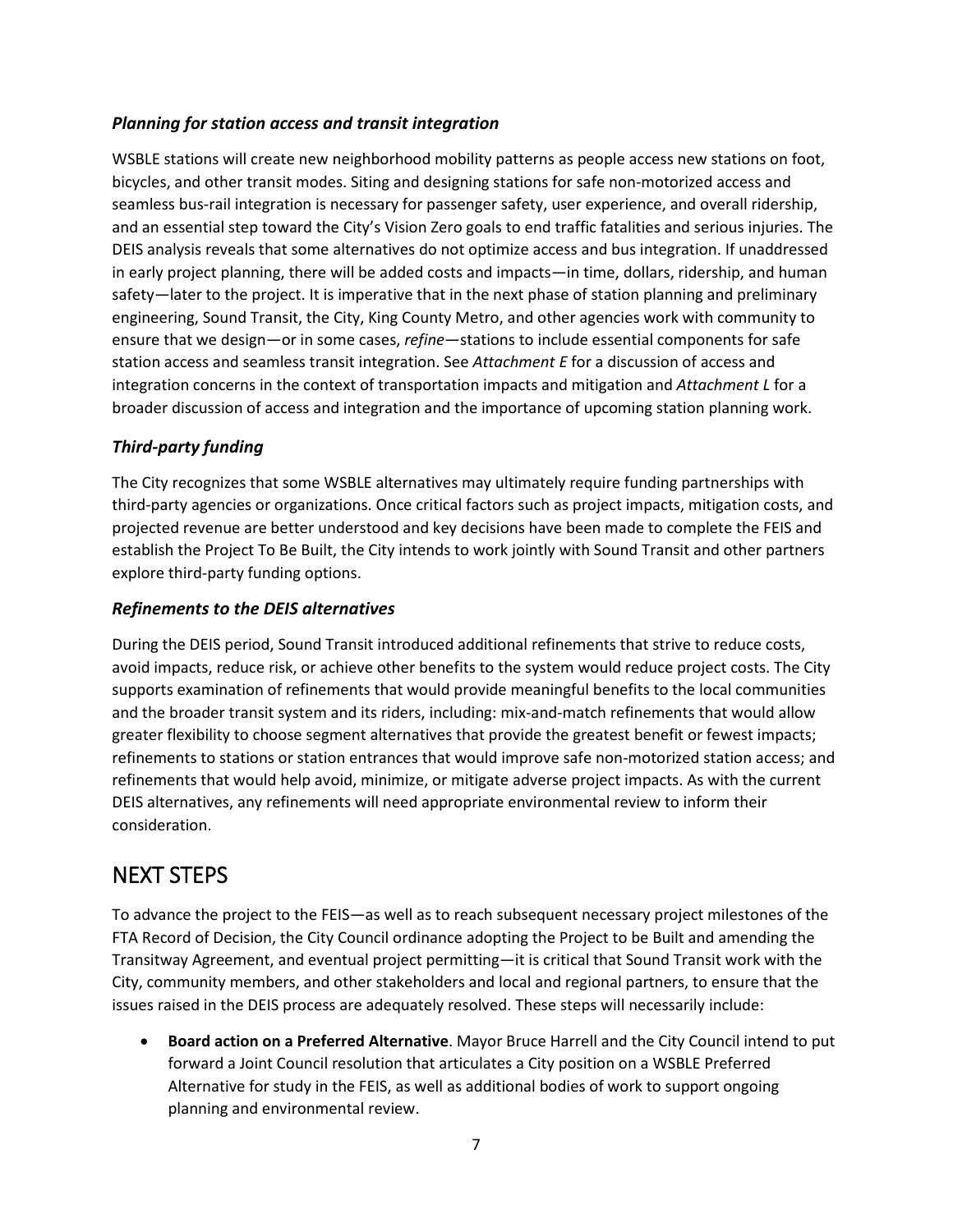### *Planning for station access and transit integration*

WSBLE stations will create new neighborhood mobility patterns as people access new stations on foot, bicycles, and other transit modes. Siting and designing stations for safe non-motorized access and seamless bus-rail integration is necessary for passenger safety, user experience, and overall ridership, and an essential step toward the City's Vision Zero goals to end traffic fatalities and serious injuries. The DEIS analysis reveals that some alternatives do not optimize access and bus integration. If unaddressed in early project planning, there will be added costs and impacts—in time, dollars, ridership, and human safety—later to the project. It is imperative that in the next phase of station planning and preliminary engineering, Sound Transit, the City, King County Metro, and other agencies work with community to ensure that we design—or in some cases, *refine*—stations to include essential components for safe station access and seamless transit integration. See *Attachment E* for a discussion of access and integration concerns in the context of transportation impacts and mitigation and *Attachment L* for a broader discussion of access and integration and the importance of upcoming station planning work.

### *Third-party funding*

The City recognizes that some WSBLE alternatives may ultimately require funding partnerships with third-party agencies or organizations. Once critical factors such as project impacts, mitigation costs, and projected revenue are better understood and key decisions have been made to complete the FEIS and establish the Project To Be Built, the City intends to work jointly with Sound Transit and other partners explore third-party funding options.

### *Refinements to the DEIS alternatives*

During the DEIS period, Sound Transit introduced additional refinements that strive to reduce costs, avoid impacts, reduce risk, or achieve other benefits to the system would reduce project costs. The City supports examination of refinements that would provide meaningful benefits to the local communities and the broader transit system and its riders, including: mix-and-match refinements that would allow greater flexibility to choose segment alternatives that provide the greatest benefit or fewest impacts; refinements to stations or station entrances that would improve safe non-motorized station access; and refinements that would help avoid, minimize, or mitigate adverse project impacts. As with the current DEIS alternatives, any refinements will need appropriate environmental review to inform their consideration.

## NEXT STEPS

To advance the project to the FEIS—as well as to reach subsequent necessary project milestones of the FTA Record of Decision, the City Council ordinance adopting the Project to be Built and amending the Transitway Agreement, and eventual project permitting—it is critical that Sound Transit work with the City, community members, and other stakeholders and local and regional partners, to ensure that the issues raised in the DEIS process are adequately resolved. These steps will necessarily include:

- **Board action on a Preferred Alternative**. Mayor Bruce Harrell and the City Council intend to put forward a Joint Council resolution that articulates a City position on a WSBLE Preferred Alternative for study in the FEIS, as well as additional bodies of work to support ongoing planning and environmental review.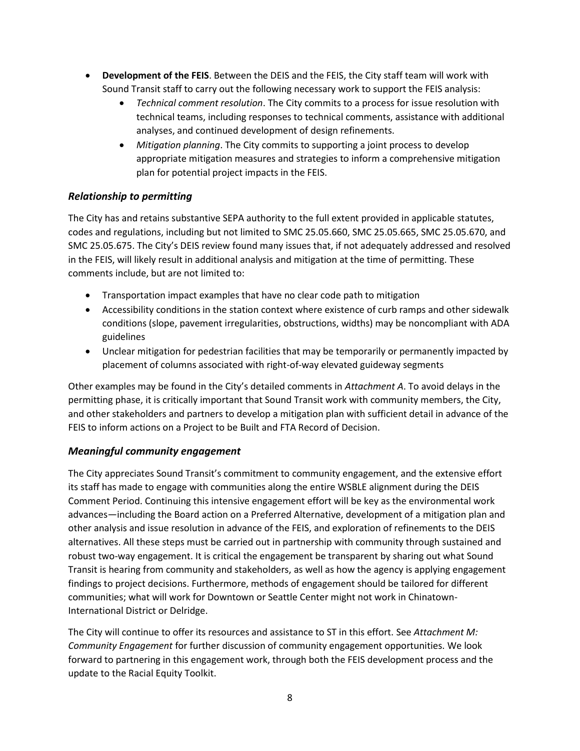- **Development of the FEIS**. Between the DEIS and the FEIS, the City staff team will work with Sound Transit staff to carry out the following necessary work to support the FEIS analysis:
  - *Technical comment resolution*. The City commits to a process for issue resolution with technical teams, including responses to technical comments, assistance with additional analyses, and continued development of design refinements.
  - *Mitigation planning*. The City commits to supporting a joint process to develop appropriate mitigation measures and strategies to inform a comprehensive mitigation plan for potential project impacts in the FEIS.

### *Relationship to permitting*

The City has and retains substantive SEPA authority to the full extent provided in applicable statutes, codes and regulations, including but not limited to SMC 25.05.660, SMC 25.05.665, SMC 25.05.670, and SMC 25.05.675. The City's DEIS review found many issues that, if not adequately addressed and resolved in the FEIS, will likely result in additional analysis and mitigation at the time of permitting. These comments include, but are not limited to:

- Transportation impact examples that have no clear code path to mitigation
- Accessibility conditions in the station context where existence of curb ramps and other sidewalk conditions (slope, pavement irregularities, obstructions, widths) may be noncompliant with ADA guidelines
- Unclear mitigation for pedestrian facilities that may be temporarily or permanently impacted by placement of columns associated with right-of-way elevated guideway segments

Other examples may be found in the City's detailed comments in *Attachment A*. To avoid delays in the permitting phase, it is critically important that Sound Transit work with community members, the City, and other stakeholders and partners to develop a mitigation plan with sufficient detail in advance of the FEIS to inform actions on a Project to be Built and FTA Record of Decision.

### *Meaningful community engagement*

The City appreciates Sound Transit's commitment to community engagement, and the extensive effort its staff has made to engage with communities along the entire WSBLE alignment during the DEIS Comment Period. Continuing this intensive engagement effort will be key as the environmental work advances—including the Board action on a Preferred Alternative, development of a mitigation plan and other analysis and issue resolution in advance of the FEIS, and exploration of refinements to the DEIS alternatives. All these steps must be carried out in partnership with community through sustained and robust two-way engagement. It is critical the engagement be transparent by sharing out what Sound Transit is hearing from community and stakeholders, as well as how the agency is applying engagement findings to project decisions. Furthermore, methods of engagement should be tailored for different communities; what will work for Downtown or Seattle Center might not work in Chinatown-International District or Delridge.

The City will continue to offer its resources and assistance to ST in this effort. See *Attachment M: Community Engagement* for further discussion of community engagement opportunities. We look forward to partnering in this engagement work, through both the FEIS development process and the update to the Racial Equity Toolkit.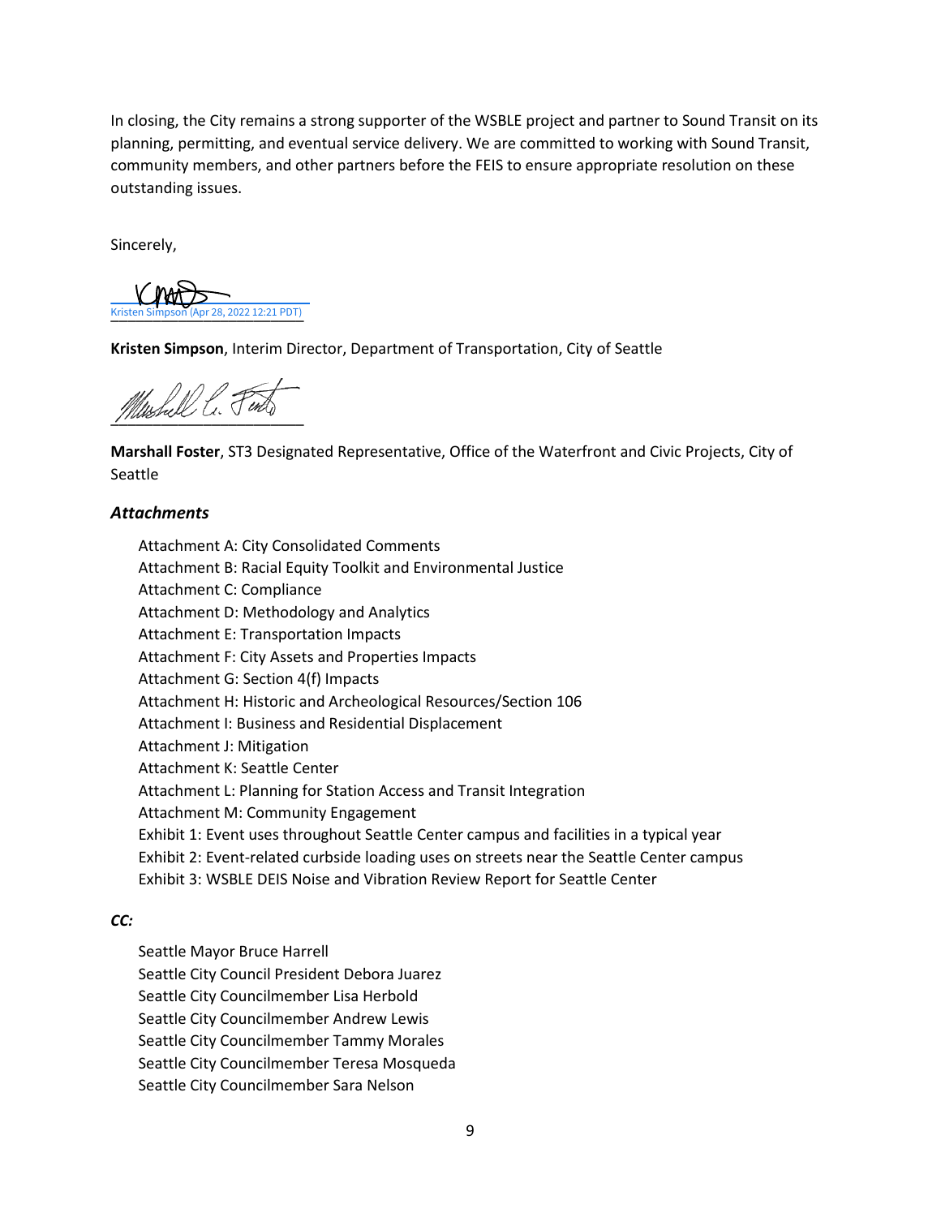In closing, the City remains a strong supporter of the WSBLE project and partner to Sound Transit on its planning, permitting, and eventual service delivery. We are committed to working with Sound Transit, community members, and other partners before the FEIS to ensure appropriate resolution on these outstanding issues.

Sincerely,

[Kristen Simpson (Apr 28, 2022 12:21 PDT)](#)

**Kristen Simpson**, Interim Director, Department of Transportation, City of Seattle

**Marshall Foster**, ST3 Designated Representative, Office of the Waterfront and Civic Projects, City of Seattle

### *Attachments*

- Attachment A: City Consolidated Comments
- Attachment B: Racial Equity Toolkit and Environmental Justice
- Attachment C: Compliance
- Attachment D: Methodology and Analytics
- Attachment E: Transportation Impacts
- Attachment F: City Assets and Properties Impacts
- Attachment G: Section 4(f) Impacts
- Attachment H: Historic and Archeological Resources/Section 106
- Attachment I: Business and Residential Displacement
- Attachment J: Mitigation
- Attachment K: Seattle Center
- Attachment L: Planning for Station Access and Transit Integration
- Attachment M: Community Engagement
- Exhibit 1: Event uses throughout Seattle Center campus and facilities in a typical year
- Exhibit 2: Event-related curbside loading uses on streets near the Seattle Center campus
- Exhibit 3: WSBLE DEIS Noise and Vibration Review Report for Seattle Center

### *CC:*

- Seattle Mayor Bruce Harrell
- Seattle City Council President Debora Juarez
- Seattle City Councilmember Lisa Herbold
- Seattle City Councilmember Andrew Lewis
- Seattle City Councilmember Tammy Morales
- Seattle City Councilmember Teresa Mosqueda
- Seattle City Councilmember Sara Nelson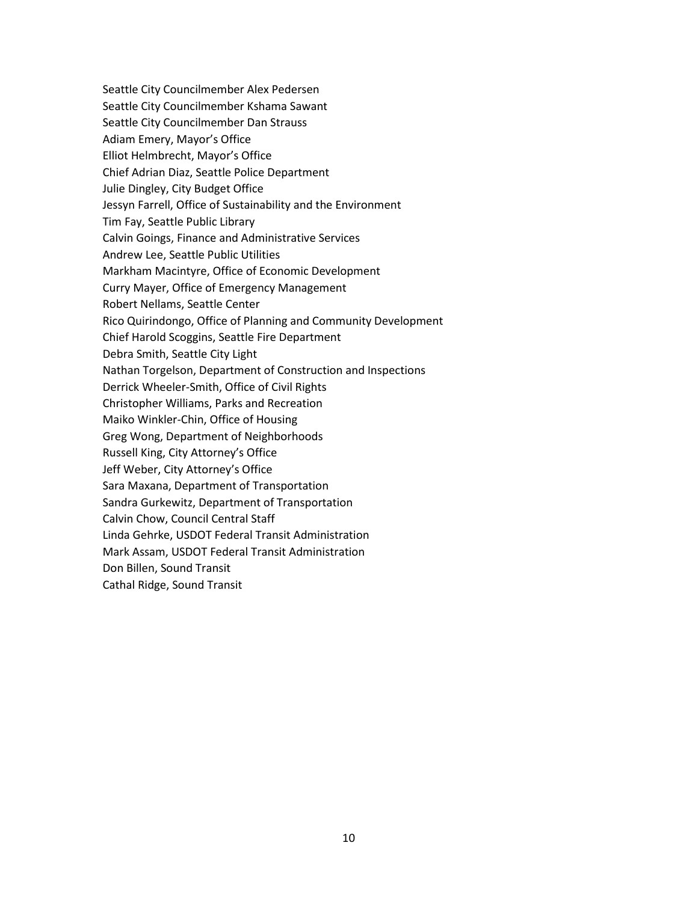Seattle City Councilmember Alex Pedersen
Seattle City Councilmember Kshama Sawant
Seattle City Councilmember Dan Strauss
Adiam Emery, Mayor's Office
Elliot Helmbrecht, Mayor's Office
Chief Adrian Diaz, Seattle Police Department
Julie Dingley, City Budget Office
Jessyn Farrell, Office of Sustainability and the Environment
Tim Fay, Seattle Public Library
Calvin Goings, Finance and Administrative Services
Andrew Lee, Seattle Public Utilities
Markham Macintyre, Office of Economic Development
Curry Mayer, Office of Emergency Management
Robert Nellams, Seattle Center
Rico Quirindongo, Office of Planning and Community Development
Chief Harold Scoggins, Seattle Fire Department
Debra Smith, Seattle City Light
Nathan Torgelson, Department of Construction and Inspections
Derrick Wheeler-Smith, Office of Civil Rights
Christopher Williams, Parks and Recreation
Maiko Winkler-Chin, Office of Housing
Greg Wong, Department of Neighborhoods
Russell King, City Attorney's Office
Jeff Weber, City Attorney's Office
Sara Maxana, Department of Transportation
Sandra Gurkewitz, Department of Transportation
Calvin Chow, Council Central Staff
Linda Gehrke, USDOT Federal Transit Administration
Mark Assam, USDOT Federal Transit Administration
Don Billen, Sound Transit
Cathal Ridge, Sound Transit